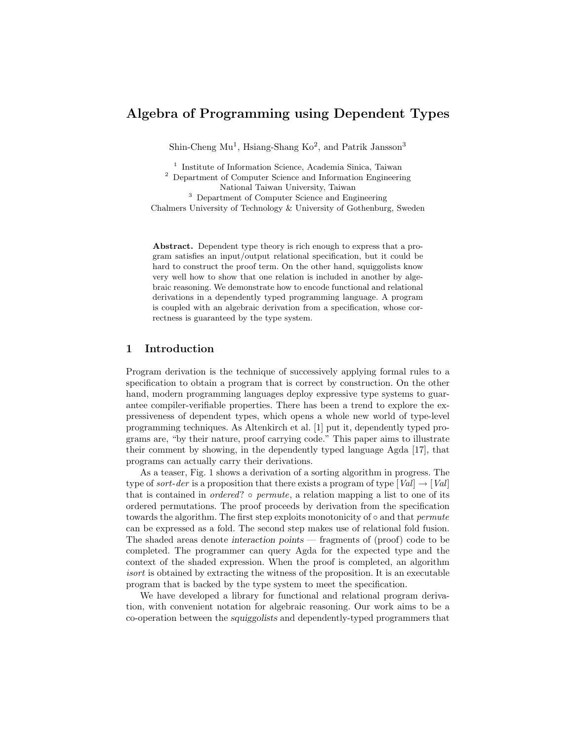# Algebra of Programming using Dependent Types

Shin-Cheng Mu[1], Hsiang-Shang Ko[2], and Patrik Jansson[3]

[1] Institute of Information Science, Academia Sinica, Taiwan
[2] Department of Computer Science and Information Engineering
National Taiwan University, Taiwan
[3] Department of Computer Science and Engineering
Chalmers University of Technology & University of Gothenburg, Sweden

**Abstract.** Dependent type theory is rich enough to express that a program satisfies an input/output relational specification, but it could be hard to construct the proof term. On the other hand, squiggolists know very well how to show that one relation is included in another by algebraic reasoning. We demonstrate how to encode functional and relational derivations in a dependently typed programming language. A program is coupled with an algebraic derivation from a specification, whose correctness is guaranteed by the type system.

## 1 Introduction

Program derivation is the technique of successively applying formal rules to a specification to obtain a program that is correct by construction. On the other hand, modern programming languages deploy expressive type systems to guarantee compiler-verifiable properties. There has been a trend to explore the expressiveness of dependent types, which opens a whole new world of type-level programming techniques. As Altenkirch et al. [1] put it, dependently typed programs are, "by their nature, proof carrying code." This paper aims to illustrate their comment by showing, in the dependently typed language Agda [17], that programs can actually carry their derivations.

As a teaser, Fig. 1 shows a derivation of a sorting algorithm in progress. The type of *sort-der* is a proposition that there exists a program of type $[\mathit{Val}] \rightarrow [\mathit{Val}]$ that is contained in $\mathit{ordered}? \circ \mathit{permute}$, a relation mapping a list to one of its ordered permutations. The proof proceeds by derivation from the specification towards the algorithm. The first step exploits monotonicity of $\circ$ and that *permute* can be expressed as a fold. The second step makes use of relational fold fusion. The shaded areas denote *interaction points* — fragments of (proof) code to be completed. The programmer can query Agda for the expected type and the context of the shaded expression. When the proof is completed, an algorithm *isort* is obtained by extracting the witness of the proposition. It is an executable program that is backed by the type system to meet the specification.

We have developed a library for functional and relational program derivation, with convenient notation for algebraic reasoning. Our work aims to be a co-operation between the *squiggolists* and dependently-typed programmers that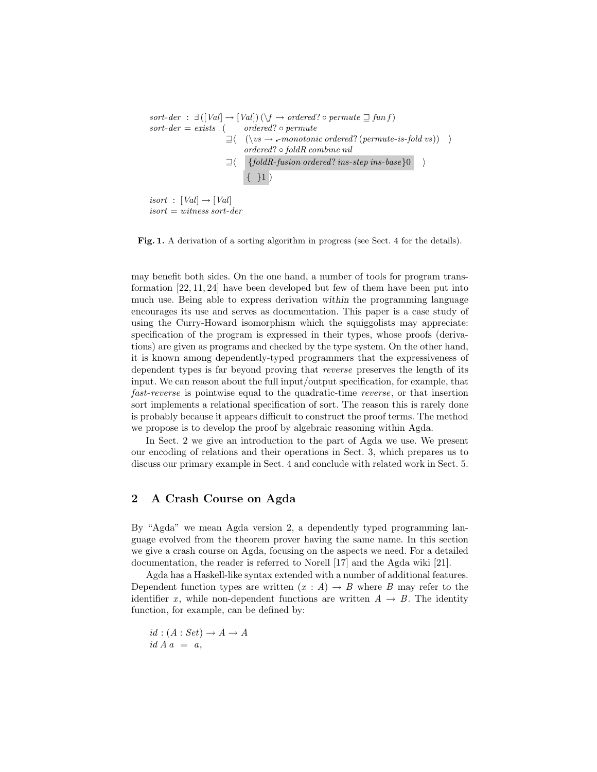```
sort-der  : ∃([Val] → [Val]) (\f → ordered? ∘ permute ⊒ fun f)
sort-der = exists _(      ordered? ∘ permute
                       ⊒⟨  (\vs → _-monotonic ordered? (permute-is-fold vs))  ⟩
                           ordered? ∘ foldR combine nil
                       ⊒⟨   {foldR-fusion ordered? ins-step ins-base}0    ⟩
                            {  }1 )

isort  : [Val] → [Val]
isort = witness sort-der
```

**Fig. 1.** A derivation of a sorting algorithm in progress (see Sect. 4 for the details).

may benefit both sides. On the one hand, a number of tools for program transformation [22, 11, 24] have been developed but few of them have been put into much use. Being able to express derivation *within* the programming language encourages its use and serves as documentation. This paper is a case study of using the Curry-Howard isomorphism which the squiggolists may appreciate: specification of the program is expressed in their types, whose proofs (derivations) are given as programs and checked by the type system. On the other hand, it is known among dependently-typed programmers that the expressiveness of dependent types is far beyond proving that *reverse* preserves the length of its input. We can reason about the full input/output specification, for example, that *fast-reverse* is pointwise equal to the quadratic-time *reverse*, or that insertion sort implements a relational specification of sort. The reason this is rarely done is probably because it appears difficult to construct the proof terms. The method we propose is to develop the proof by algebraic reasoning within Agda.

In Sect. 2 we give an introduction to the part of Agda we use. We present our encoding of relations and their operations in Sect. 3, which prepares us to discuss our primary example in Sect. 4 and conclude with related work in Sect. 5.

## 2 A Crash Course on Agda

By "Agda" we mean Agda version 2, a dependently typed programming language evolved from the theorem prover having the same name. In this section we give a crash course on Agda, focusing on the aspects we need. For a detailed documentation, the reader is referred to Norell [17] and the Agda wiki [21].

Agda has a Haskell-like syntax extended with a number of additional features. Dependent function types are written $(x : A) \to B$ where $B$ may refer to the identifier $x$, while non-dependent functions are written $A \to B$. The identity function, for example, can be defined by:

```
id : (A : Set) → A → A
id A a  =  a,
```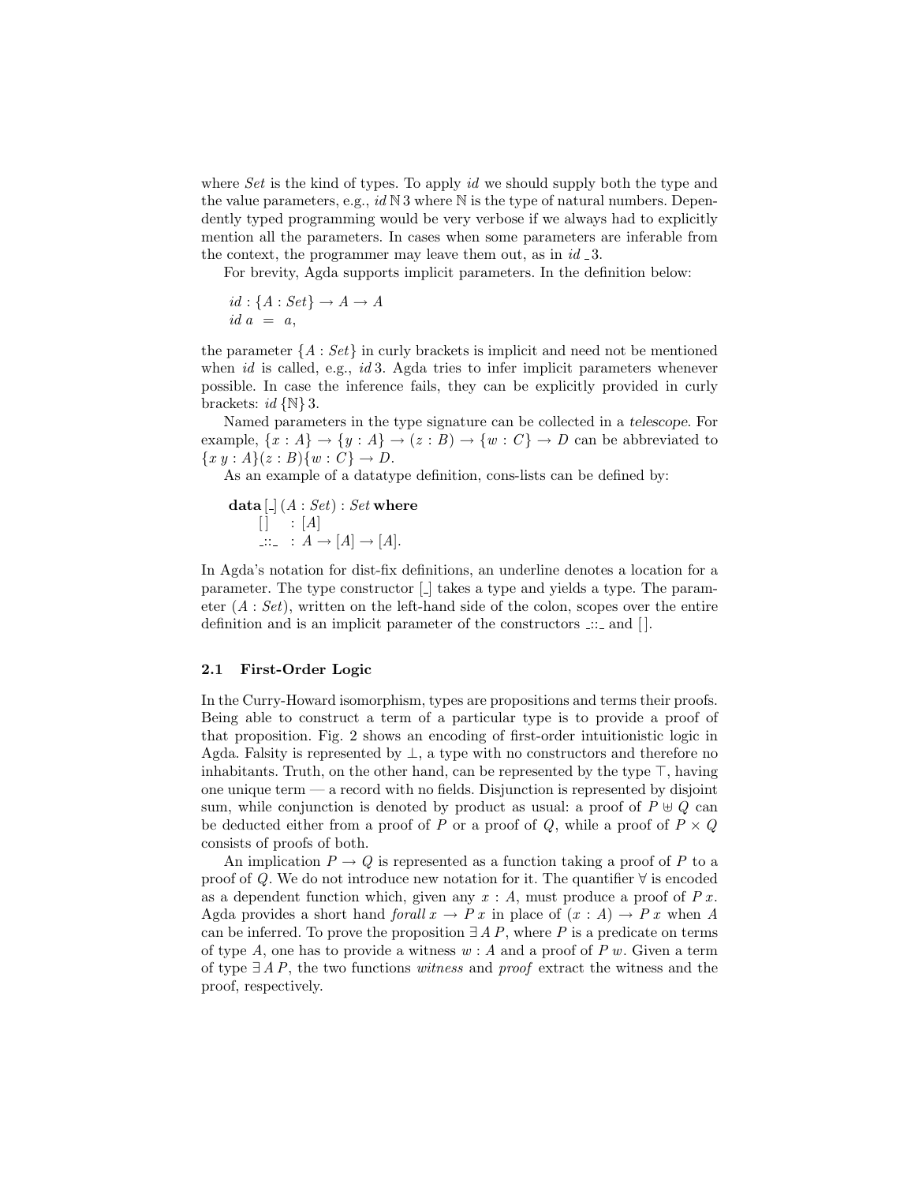where *Set* is the kind of types. To apply *id* we should supply both the type and the value parameters, e.g., $id\,\mathbb{N}\,3$ where $\mathbb{N}$ is the type of natural numbers. Dependently typed programming would be very verbose if we always had to explicitly mention all the parameters. In cases when some parameters are inferable from the context, the programmer may leave them out, as in $id\ \_\,3$.

For brevity, Agda supports implicit parameters. In the definition below:

$$
\begin{array}{l}
id : \{A : Set\} \rightarrow A \rightarrow A \\
id\ a\ =\ a,
\end{array}
$$

the parameter $\{A : Set\}$ in curly brackets is implicit and need not be mentioned when *id* is called, e.g., $id\,3$. Agda tries to infer implicit parameters whenever possible. In case the inference fails, they can be explicitly provided in curly brackets: $id\,\{\mathbb{N}\}\,3$.

Named parameters in the type signature can be collected in a *telescope*. For example, $\{x : A\} \rightarrow \{y : A\} \rightarrow (z : B) \rightarrow \{w : C\} \rightarrow D$ can be abbreviated to $\{x\ y : A\}(z : B)\{w : C\} \rightarrow D$.

As an example of a datatype definition, cons-lists can be defined by:

$$
\begin{array}{l}
\mathbf{data}\,[\_]\,(A : Set) : Set\ \mathbf{where} \\
\quad [\,] \quad : [A] \\
\quad \_{::}\_ \ : A \rightarrow [A] \rightarrow [A].
\end{array}
$$

In Agda's notation for dist-fix definitions, an underline denotes a location for a parameter. The type constructor $[\_]$ takes a type and yields a type. The parameter $(A : Set)$, written on the left-hand side of the colon, scopes over the entire definition and is an implicit parameter of the constructors $\_{::}\_$ and $[\,]$.

### 2.1 First-Order Logic

In the Curry-Howard isomorphism, types are propositions and terms their proofs. Being able to construct a term of a particular type is to provide a proof of that proposition. Fig. 2 shows an encoding of first-order intuitionistic logic in Agda. Falsity is represented by $\bot$, a type with no constructors and therefore no inhabitants. Truth, on the other hand, can be represented by the type $\top$, having one unique term — a record with no fields. Disjunction is represented by disjoint sum, while conjunction is denoted by product as usual: a proof of $P \uplus Q$ can be deducted either from a proof of $P$ or a proof of $Q$, while a proof of $P \times Q$ consists of proofs of both.

An implication $P \rightarrow Q$ is represented as a function taking a proof of $P$ to a proof of $Q$. We do not introduce new notation for it. The quantifier $\forall$ is encoded as a dependent function which, given any $x : A$, must produce a proof of $P\,x$. Agda provides a short hand $forall\ x \rightarrow P\,x$ in place of $(x : A) \rightarrow P\,x$ when $A$ can be inferred. To prove the proposition $\exists\,A\,P$, where $P$ is a predicate on terms of type $A$, one has to provide a witness $w : A$ and a proof of $P\,w$. Given a term of type $\exists\,A\,P$, the two functions *witness* and *proof* extract the witness and the proof, respectively.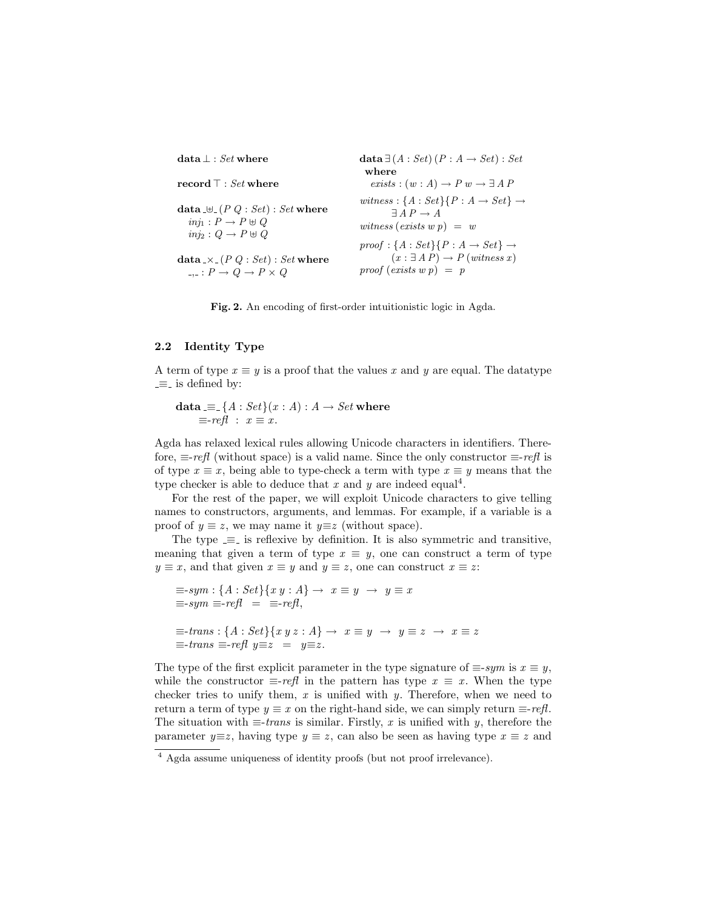```
data ⊥ : Set where

record ⊤ : Set where

data _⊎_ (P Q : Set) : Set where
  inj₁ : P → P ⊎ Q
  inj₂ : Q → P ⊎ Q

data _×_ (P Q : Set) : Set where
  _,_ : P → Q → P × Q
```

```
data ∃ (A : Set) (P : A → Set) : Set
  where
    exists : (w : A) → P w → ∃ A P

witness : {A : Set}{P : A → Set} →
          ∃ A P → A
witness (exists w p) = w

proof : {A : Set}{P : A → Set} →
        (x : ∃ A P) → P (witness x)
proof (exists w p) = p
```

**Fig. 2.** An encoding of first-order intuitionistic logic in Agda.

### 2.2 Identity Type

A term of type $x \equiv y$ is a proof that the values $x$ and $y$ are equal. The datatype $\_\equiv\_$ is defined by:

```
data _≡_ {A : Set}(x : A) : A → Set where
  ≡-refl : x ≡ x.
```

Agda has relaxed lexical rules allowing Unicode characters in identifiers. Therefore, ≡-*refl* (without space) is a valid name. Since the only constructor ≡-*refl* is of type $x \equiv x$, being able to type-check a term with type $x \equiv y$ means that the type checker is able to deduce that $x$ and $y$ are indeed equal[4].

For the rest of the paper, we will exploit Unicode characters to give telling names to constructors, arguments, and lemmas. For example, if a variable is a proof of $y \equiv z$, we may name it *y≡z* (without space).

The type $\_\equiv\_$ is reflexive by definition. It is also symmetric and transitive, meaning that given a term of type $x \equiv y$, one can construct a term of type $y \equiv x$, and that given $x \equiv y$ and $y \equiv z$, one can construct $x \equiv z$:

```
≡-sym : {A : Set}{x y : A} →  x ≡ y  →  y ≡ x
≡-sym ≡-refl  =  ≡-refl,

≡-trans : {A : Set}{x y z : A} →  x ≡ y  →  y ≡ z  →  x ≡ z
≡-trans ≡-refl y≡z  =  y≡z.
```

The type of the first explicit parameter in the type signature of ≡-*sym* is $x \equiv y$, while the constructor ≡-*refl* in the pattern has type $x \equiv x$. When the type checker tries to unify them, $x$ is unified with $y$. Therefore, when we need to return a term of type $y \equiv x$ on the right-hand side, we can simply return ≡-*refl*. The situation with ≡-*trans* is similar. Firstly, $x$ is unified with $y$, therefore the parameter *y≡z*, having type $y \equiv z$, can also be seen as having type $x \equiv z$ and

[4] Agda assume uniqueness of identity proofs (but not proof irrelevance).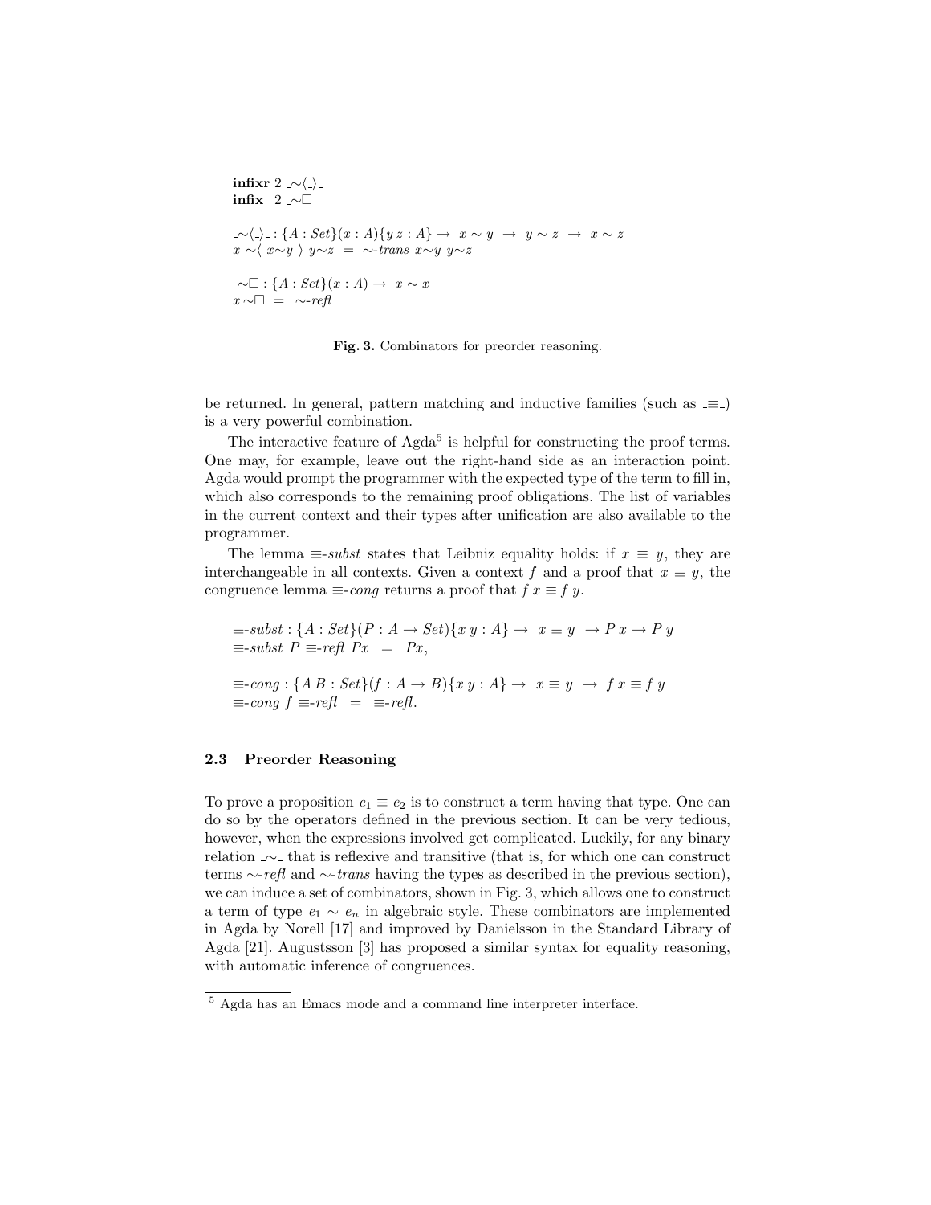```
infixr 2 _∼⟨_⟩_
infix  2 _∼□

_∼⟨_⟩_ : {A : Set}(x : A){y z : A} →  x ∼ y  →  y ∼ z  →  x ∼ z
x ∼⟨ x∼y ⟩ y∼z  =  ∼-trans x∼y y∼z

_∼□ : {A : Set}(x : A) →  x ∼ x
x ∼□  =  ∼-refl
```

**Fig. 3.** Combinators for preorder reasoning.

be returned. In general, pattern matching and inductive families (such as _≡_) is a very powerful combination.

The interactive feature of Agda[5] is helpful for constructing the proof terms. One may, for example, leave out the right-hand side as an interaction point. Agda would prompt the programmer with the expected type of the term to fill in, which also corresponds to the remaining proof obligations. The list of variables in the current context and their types after unification are also available to the programmer.

The lemma ≡-*subst* states that Leibniz equality holds: if $x \equiv y$, they are interchangeable in all contexts. Given a context $f$ and a proof that $x \equiv y$, the congruence lemma ≡-*cong* returns a proof that $f\,x \equiv f\,y$.

```
≡-subst : {A : Set}(P : A → Set){x y : A} →  x ≡ y  → P x → P y
≡-subst P ≡-refl Px  =  Px,

≡-cong : {A B : Set}(f : A → B){x y : A} →  x ≡ y  →  f x ≡ f y
≡-cong f ≡-refl  =  ≡-refl.
```

### 2.3 Preorder Reasoning

To prove a proposition $e_1 \equiv e_2$ is to construct a term having that type. One can do so by the operators defined in the previous section. It can be very tedious, however, when the expressions involved get complicated. Luckily, for any binary relation _∼_ that is reflexive and transitive (that is, for which one can construct terms ∼-*refl* and ∼-*trans* having the types as described in the previous section), we can induce a set of combinators, shown in Fig. 3, which allows one to construct a term of type $e_1 \sim e_n$ in algebraic style. These combinators are implemented in Agda by Norell [17] and improved by Danielsson in the Standard Library of Agda [21]. Augustsson [3] has proposed a similar syntax for equality reasoning, with automatic inference of congruences.

[5] Agda has an Emacs mode and a command line interpreter interface.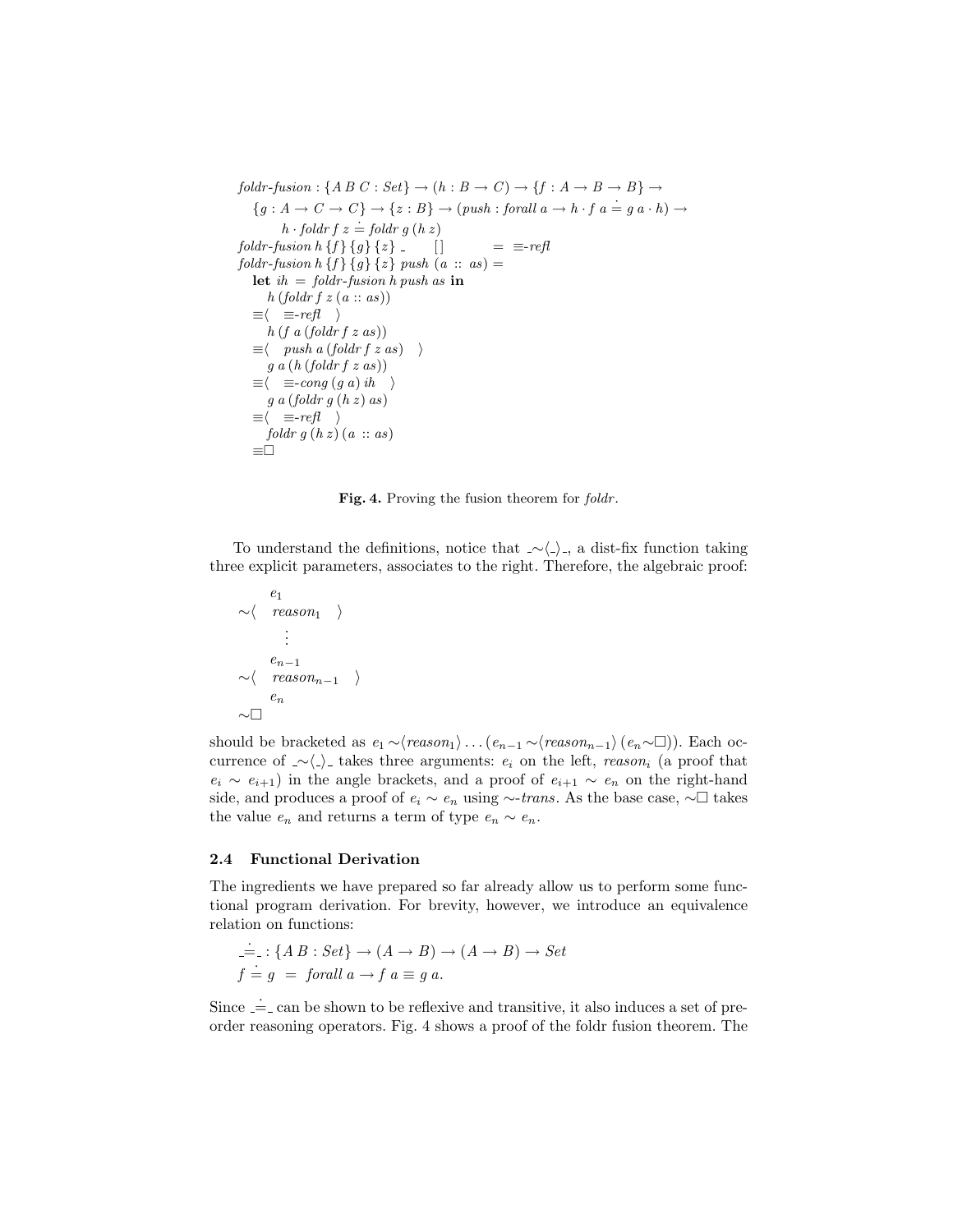```
foldr-fusion : {A B C : Set} → (h : B → C) → {f : A → B → B} →
   {g : A → C → C} → {z : B} → (push : forall a → h · f a ≐ g a · h) →
      h · foldr f z ≐ foldr g (h z)
foldr-fusion h {f} {g} {z} _     []         = ≡-refl
foldr-fusion h {f} {g} {z} push (a :: as) =
   let ih = foldr-fusion h push as in
      h (foldr f z (a :: as))
   ≡⟨ ≡-refl ⟩
      h (f a (foldr f z as))
   ≡⟨ push a (foldr f z as) ⟩
      g a (h (foldr f z as))
   ≡⟨ ≡-cong (g a) ih ⟩
      g a (foldr g (h z) as)
   ≡⟨ ≡-refl ⟩
      foldr g (h z) (a :: as)
   ≡□
```

**Fig. 4.** Proving the fusion theorem for *foldr*.

To understand the definitions, notice that _∼⟨_⟩_, a dist-fix function taking three explicit parameters, associates to the right. Therefore, the algebraic proof:

```
      e_1
∼⟨   reason_1   ⟩
        ⋮
      e_{n-1}
∼⟨   reason_{n-1}   ⟩
      e_n
∼□
```

should be bracketed as $e_1 \sim\langle reason_1\rangle \ldots (e_{n-1} \sim\langle reason_{n-1}\rangle (e_n \sim\Box))$. Each occurrence of _∼⟨_⟩_ takes three arguments: $e_i$ on the left, $reason_i$ (a proof that $e_i \sim e_{i+1}$) in the angle brackets, and a proof of $e_{i+1} \sim e_n$ on the right-hand side, and produces a proof of $e_i \sim e_n$ using ∼-*trans*. As the base case, ∼□ takes the value $e_n$ and returns a term of type $e_n \sim e_n$.

### 2.4 Functional Derivation

The ingredients we have prepared so far already allow us to perform some functional program derivation. For brevity, however, we introduce an equivalence relation on functions:

```
_≐_ : {A B : Set} → (A → B) → (A → B) → Set
f ≐ g  =  forall a → f a ≡ g a.
```

Since _≐_ can be shown to be reflexive and transitive, it also induces a set of preorder reasoning operators. Fig. 4 shows a proof of the foldr fusion theorem. The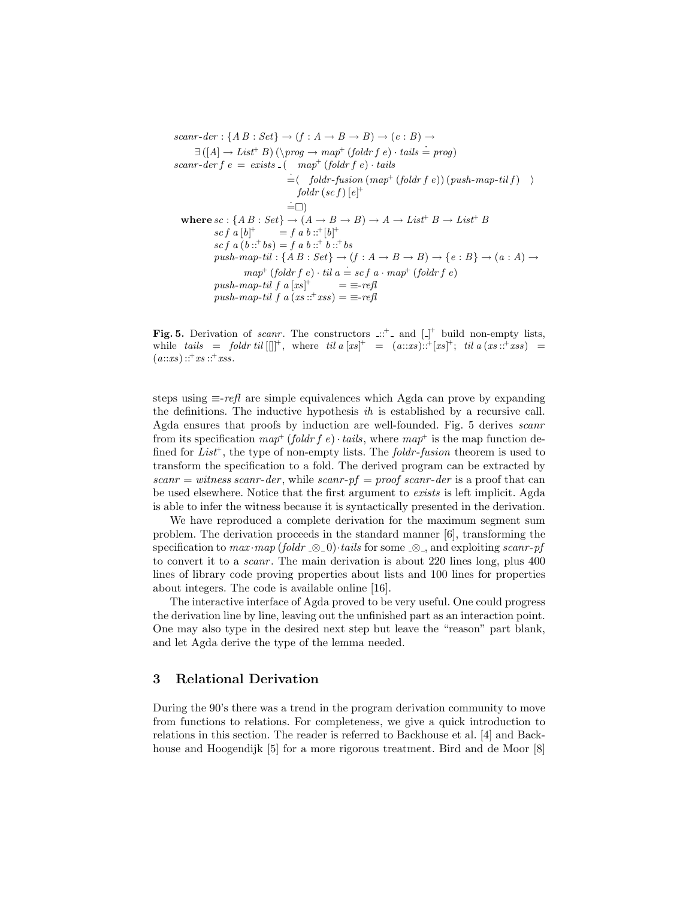```
scanr-der : {A B : Set} → (f : A → B → B) → (e : B) →
      ∃ ([A] → List⁺ B) (\prog → map⁺ (foldr f e) · tails ≐ prog)
scanr-der f e = exists _ (  map⁺ (foldr f e) · tails
                         ≐⟨  foldr-fusion (map⁺ (foldr f e)) (push-map-til f)  ⟩
                            foldr (sc f) [e]⁺
                         ≐□)
  where sc : {A B : Set} → (A → B → B) → A → List⁺ B → List⁺ B
        sc f a [b]⁺       = f a b ::⁺ [b]⁺
        sc f a (b ::⁺ bs) = f a b ::⁺ b ::⁺ bs
        push-map-til : {A B : Set} → (f : A → B → B) → {e : B} → (a : A) →
              map⁺ (foldr f e) · til a ≐ sc f a · map⁺ (foldr f e)
        push-map-til f a [xs]⁺        = ≡-refl
        push-map-til f a (xs ::⁺ xss) = ≡-refl
```

**Fig. 5.** Derivation of *scanr*. The constructors $\_::^{+}\_$ and $[\_]^{+}$ build non-empty lists, while $tails = foldr\; til\; [[]]^{+}$, where $til\; a\; [xs]^{+} = (a{::}xs){::}^{+}[xs]^{+}$; $til\; a\; (xs ::^{+} xss) = (a{::}xs) ::^{+} xs ::^{+} xss$.

steps using ≡-*refl* are simple equivalences which Agda can prove by expanding the definitions. The inductive hypothesis *ih* is established by a recursive call. Agda ensures that proofs by induction are well-founded. Fig. 5 derives *scanr* from its specification $map^{+}\,(foldr\; f\; e) \cdot tails$, where $map^{+}$ is the map function defined for $List^{+}$, the type of non-empty lists. The *foldr-fusion* theorem is used to transform the specification to a fold. The derived program can be extracted by *scanr* = *witness scanr-der*, while *scanr-pf* = *proof scanr-der* is a proof that can be used elsewhere. Notice that the first argument to *exists* is left implicit. Agda is able to infer the witness because it is syntactically presented in the derivation.

We have reproduced a complete derivation for the maximum segment sum problem. The derivation proceeds in the standard manner [6], transforming the specification to $max \cdot map\; (foldr\; \_\otimes\_\; 0) \cdot tails$ for some $\_\otimes\_$, and exploiting *scanr-pf* to convert it to a *scanr*. The main derivation is about 220 lines long, plus 400 lines of library code proving properties about lists and 100 lines for properties about integers. The code is available online [16].

The interactive interface of Agda proved to be very useful. One could progress the derivation line by line, leaving out the unfinished part as an interaction point. One may also type in the desired next step but leave the "reason" part blank, and let Agda derive the type of the lemma needed.

## 3 Relational Derivation

During the 90's there was a trend in the program derivation community to move from functions to relations. For completeness, we give a quick introduction to relations in this section. The reader is referred to Backhouse et al. [4] and Backhouse and Hoogendijk [5] for a more rigorous treatment. Bird and de Moor [8]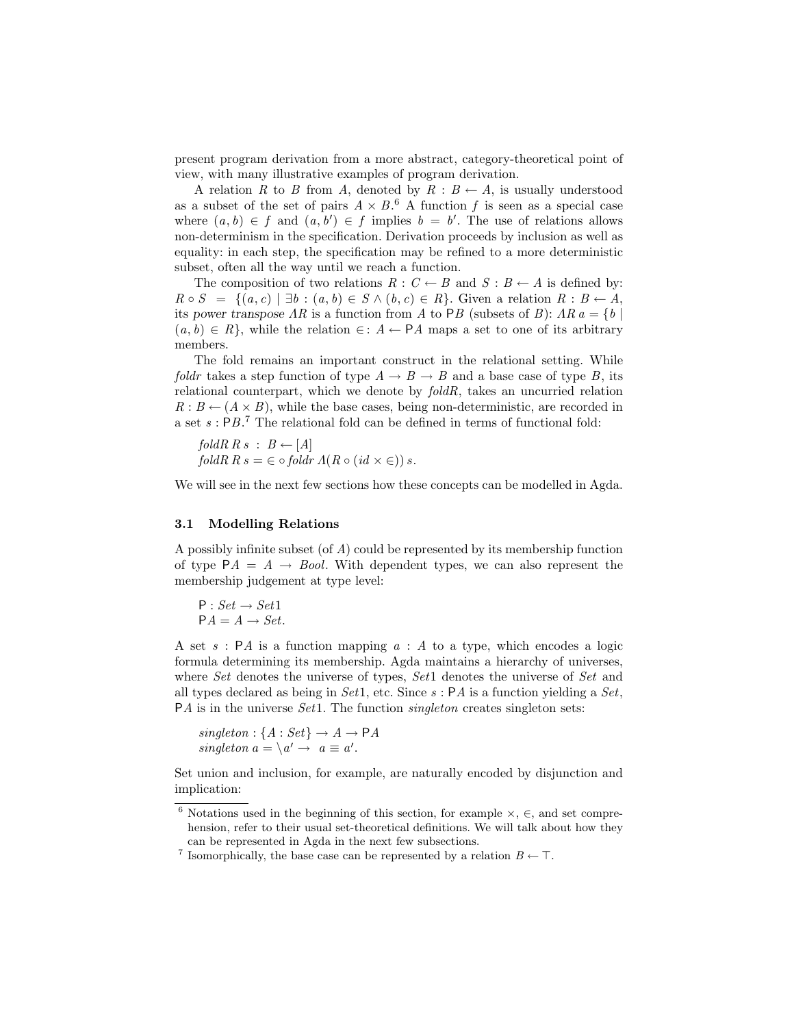present program derivation from a more abstract, category-theoretical point of view, with many illustrative examples of program derivation.

A relation $R$ to $B$ from $A$, denoted by $R : B \leftarrow A$, is usually understood as a subset of the set of pairs $A \times B$.[6] A function $f$ is seen as a special case where $(a, b) \in f$ and $(a, b') \in f$ implies $b = b'$. The use of relations allows non-determinism in the specification. Derivation proceeds by inclusion as well as equality: in each step, the specification may be refined to a more deterministic subset, often all the way until we reach a function.

The composition of two relations $R : C \leftarrow B$ and $S : B \leftarrow A$ is defined by: $R \circ S \ = \ \{(a, c) \mid \exists b : (a, b) \in S \wedge (b, c) \in R\}$. Given a relation $R : B \leftarrow A$, its *power transpose* $\Lambda R$ is a function from $A$ to $\mathsf{P}B$ (subsets of $B$): $\Lambda R\, a = \{b \mid (a, b) \in R\}$, while the relation $\in : A \leftarrow \mathsf{P}A$ maps a set to one of its arbitrary members.

The fold remains an important construct in the relational setting. While *foldr* takes a step function of type $A \rightarrow B \rightarrow B$ and a base case of type $B$, its relational counterpart, which we denote by *foldR*, takes an uncurried relation $R : B \leftarrow (A \times B)$, while the base cases, being non-deterministic, are recorded in a set $s : \mathsf{P}B$.[7] The relational fold can be defined in terms of functional fold:

$$
\begin{aligned}
&\mathit{foldR}\; R\; s \;:\; B \leftarrow [A] \\
&\mathit{foldR}\; R\; s = \in \circ\, \mathit{foldr}\; \Lambda(R \circ (\mathit{id} \times \in))\; s.
\end{aligned}
$$

We will see in the next few sections how these concepts can be modelled in Agda.

### 3.1 Modelling Relations

A possibly infinite subset (of $A$) could be represented by its membership function of type $\mathsf{P}A = A \rightarrow \mathit{Bool}$. With dependent types, we can also represent the membership judgement at type level:

$$
\begin{aligned}
&\mathsf{P} : \mathit{Set} \rightarrow \mathit{Set}1 \\
&\mathsf{P}A = A \rightarrow \mathit{Set}.
\end{aligned}
$$

A set $s : \mathsf{P}A$ is a function mapping $a : A$ to a type, which encodes a logic formula determining its membership. Agda maintains a hierarchy of universes, where *Set* denotes the universe of types, *Set*1 denotes the universe of *Set* and all types declared as being in *Set*1, etc. Since $s : \mathsf{P}A$ is a function yielding a *Set*, $\mathsf{P}A$ is in the universe *Set*1. The function *singleton* creates singleton sets:

$$
\begin{aligned}
&\mathit{singleton} : \{A : \mathit{Set}\} \rightarrow A \rightarrow \mathsf{P}A \\
&\mathit{singleton}\; a = \backslash a' \rightarrow\; a \equiv a'.
\end{aligned}
$$

Set union and inclusion, for example, are naturally encoded by disjunction and implication:

---

[6] Notations used in the beginning of this section, for example $\times$, $\in$, and set comprehension, refer to their usual set-theoretical definitions. We will talk about how they can be represented in Agda in the next few subsections.

[7] Isomorphically, the base case can be represented by a relation $B \leftarrow \top$.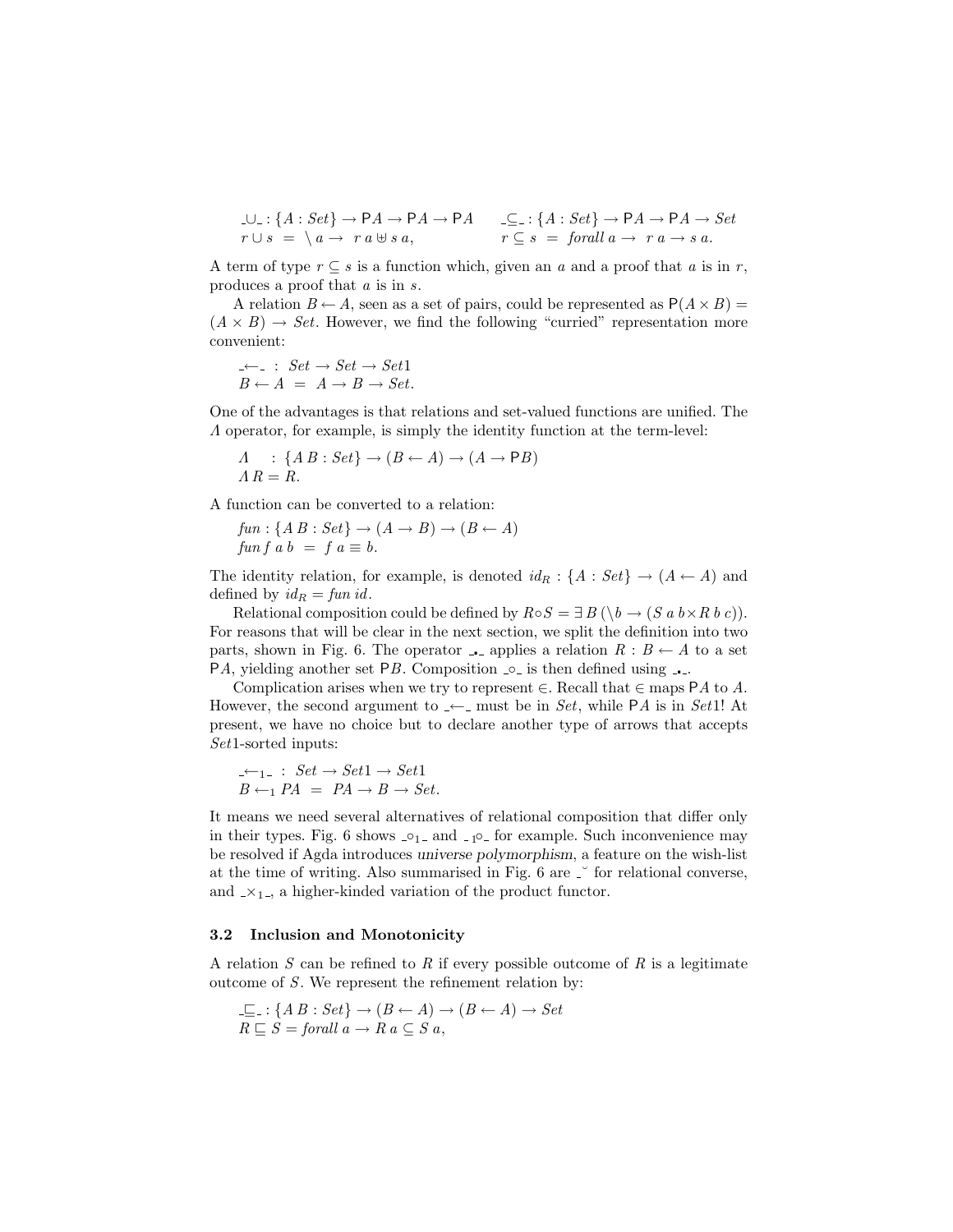$$\_\cup\_ : \{A : Set\} \to \mathsf{P}A \to \mathsf{P}A \to \mathsf{P}A \qquad \_\subseteq\_ : \{A : Set\} \to \mathsf{P}A \to \mathsf{P}A \to Set$$
$$r \cup s \ = \ \backslash\, a \to \ r\ a \uplus s\ a, \qquad\qquad r \subseteq s \ = \ \mathit{forall}\ a \to \ r\ a \to s\ a.$$

A term of type $r \subseteq s$ is a function which, given an $a$ and a proof that $a$ is in $r$, produces a proof that $a$ is in $s$.

A relation $B \leftarrow A$, seen as a set of pairs, could be represented as $\mathsf{P}(A \times B) = (A \times B) \to Set$. However, we find the following "curried" representation more convenient:

$$\_\leftarrow\_ \ : \ Set \to Set \to Set1$$
$$B \leftarrow A \ = \ A \to B \to Set.$$

One of the advantages is that relations and set-valued functions are unified. The $\Lambda$ operator, for example, is simply the identity function at the term-level:

$$\Lambda \quad : \{A\ B : Set\} \to (B \leftarrow A) \to (A \to \mathsf{P}B)$$
$$\Lambda\, R = R.$$

A function can be converted to a relation:

$$\mathit{fun} : \{A\ B : Set\} \to (A \to B) \to (B \leftarrow A)$$
$$\mathit{fun}\, f\ a\ b \ = \ f\ a \equiv b.$$

The identity relation, for example, is denoted $id_R : \{A : Set\} \to (A \leftarrow A)$ and defined by $id_R = \mathit{fun}\ id$.

Relational composition could be defined by $R \circ S = \exists\, B\, (\backslash b \to (S\ a\ b \times R\ b\ c))$. For reasons that will be clear in the next section, we split the definition into two parts, shown in Fig. 6. The operator $\_\bullet\_$ applies a relation $R : B \leftarrow A$ to a set $\mathsf{P}A$, yielding another set $\mathsf{P}B$. Composition $\_\circ\_$ is then defined using $\_\bullet\_$.

Complication arises when we try to represent $\in$. Recall that $\in$ maps $\mathsf{P}A$ to $A$. However, the second argument to $\_\leftarrow\_$ must be in $Set$, while $\mathsf{P}A$ is in $Set1$! At present, we have no choice but to declare another type of arrows that accepts $Set1$-sorted inputs:

$$\_\leftarrow_1\_ \ : \ Set \to Set1 \to Set1$$
$$B \leftarrow_1 PA \ = \ PA \to B \to Set.$$

It means we need several alternatives of relational composition that differ only in their types. Fig. 6 shows $\_\circ_1\_$ and $\_{}_1\circ\_$ for example. Such inconvenience may be resolved if Agda introduces *universe polymorphism*, a feature on the wish-list at the time of writing. Also summarised in Fig. 6 are $\_^{\smile}$ for relational converse, and $\_\times_1\_$, a higher-kinded variation of the product functor.

### 3.2 Inclusion and Monotonicity

A relation $S$ can be refined to $R$ if every possible outcome of $R$ is a legitimate outcome of $S$. We represent the refinement relation by:

$$\_\sqsubseteq\_ : \{A\ B : Set\} \to (B \leftarrow A) \to (B \leftarrow A) \to Set$$
$$R \sqsubseteq S = \mathit{forall}\ a \to R\ a \subseteq S\ a,$$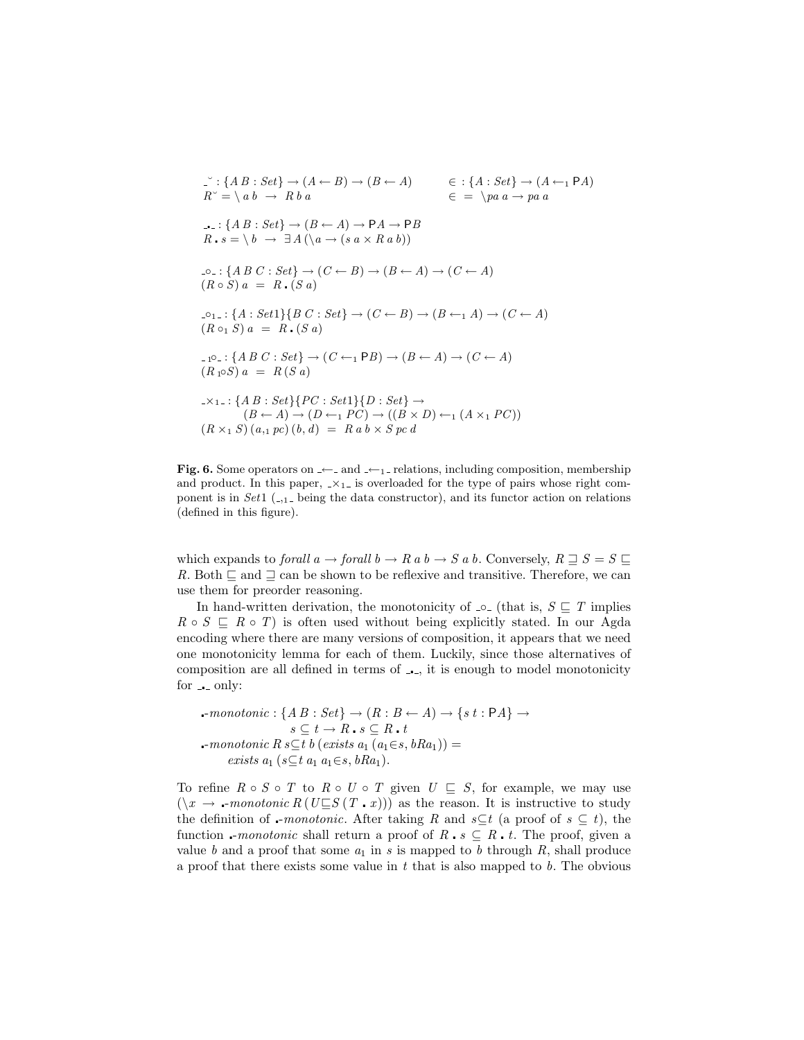$$\_^{\smile} : \{A\ B : Set\} \to (A \leftarrow B) \to (B \leftarrow A) \qquad \in\ : \{A : Set\} \to (A \leftarrow_1 \mathsf{P}A)$$
$$R^{\smile} = \backslash\, a\ b\ \ \to\ \ R\ b\ a \qquad \in\ =\ \backslash pa\ a \to pa\ a$$

$$\_\centerdot\_ : \{A\ B : Set\} \to (B \leftarrow A) \to \mathsf{P}A \to \mathsf{P}B$$
$$R \centerdot s = \backslash\, b\ \ \to\ \ \exists\, A\,(\backslash a \to (s\ a \times R\ a\ b))$$

$$\_\circ\_ : \{A\ B\ C : Set\} \to (C \leftarrow B) \to (B \leftarrow A) \to (C \leftarrow A)$$
$$(R \circ S)\ a\ \ =\ \ R \centerdot (S\ a)$$

$$\_\circ_1\_ : \{A : Set1\}\{B\ C : Set\} \to (C \leftarrow B) \to (B \leftarrow_1 A) \to (C \leftarrow A)$$
$$(R \circ_1 S)\ a\ \ =\ \ R \centerdot (S\ a)$$

$$\_{}_1{\circ}\_ : \{A\ B\ C : Set\} \to (C \leftarrow_1 \mathsf{P}B) \to (B \leftarrow A) \to (C \leftarrow A)$$
$$(R\ {}_1{\circ} S)\ a\ \ =\ \ R\,(S\ a)$$

$$\_\times_1\_ : \{A\ B : Set\}\{PC : Set1\}\{D : Set\} \to$$
$$(B \leftarrow A) \to (D \leftarrow_1 PC) \to ((B \times D) \leftarrow_1 (A \times_1 PC))$$
$$(R \times_1 S)\,(a,_1\, pc)\,(b, d)\ \ =\ \ R\ a\ b \times S\ pc\ d$$

**Fig. 6.** Some operators on $\_\leftarrow\_$ and $\_\leftarrow_1\_$ relations, including composition, membership and product. In this paper, $\_\times_1\_$ is overloaded for the type of pairs whose right component is in *Set*1 ($\_,_1\_$ being the data constructor), and its functor action on relations (defined in this figure).

which expands to *forall* $a \to$ *forall* $b \to R\ a\ b \to S\ a\ b$. Conversely, $R \sqsupseteq S = S \sqsubseteq R$. Both $\sqsubseteq$ and $\sqsupseteq$ can be shown to be reflexive and transitive. Therefore, we can use them for preorder reasoning.

In hand-written derivation, the monotonicity of $\_\circ\_$ (that is, $S \sqsubseteq T$ implies $R \circ S \sqsubseteq R \circ T$) is often used without being explicitly stated. In our Agda encoding where there are many versions of composition, it appears that we need one monotonicity lemma for each of them. Luckily, since those alternatives of composition are all defined in terms of $\_\centerdot\_$, it is enough to model monotonicity for $\_\centerdot\_$ only:

$$\centerdot\text{-}monotonic : \{A\ B : Set\} \to (R : B \leftarrow A) \to \{s\ t : \mathsf{P}A\} \to$$
$$s \subseteq t \to R \centerdot s \subseteq R \centerdot t$$
$$\centerdot\text{-}monotonic\ R\ s{\subseteq}t\ b\ (exists\ a_1\,(a_1{\in}s, bRa_1)) =$$
$$exists\ a_1\,(s{\subseteq}t\ a_1\ a_1{\in}s, bRa_1).$$

To refine $R \circ S \circ T$ to $R \circ U \circ T$ given $U \sqsubseteq S$, for example, we may use $(\backslash x \to \centerdot\text{-}monotonic\ R\,(U{\sqsubseteq}S\,(T \centerdot x)))$ as the reason. It is instructive to study the definition of $\centerdot$-*monotonic*. After taking $R$ and $s{\subseteq}t$ (a proof of $s \subseteq t$), the function $\centerdot$-*monotonic* shall return a proof of $R \centerdot s \subseteq R \centerdot t$. The proof, given a value $b$ and a proof that some $a_1$ in $s$ is mapped to $b$ through $R$, shall produce a proof that there exists some value in $t$ that is also mapped to $b$. The obvious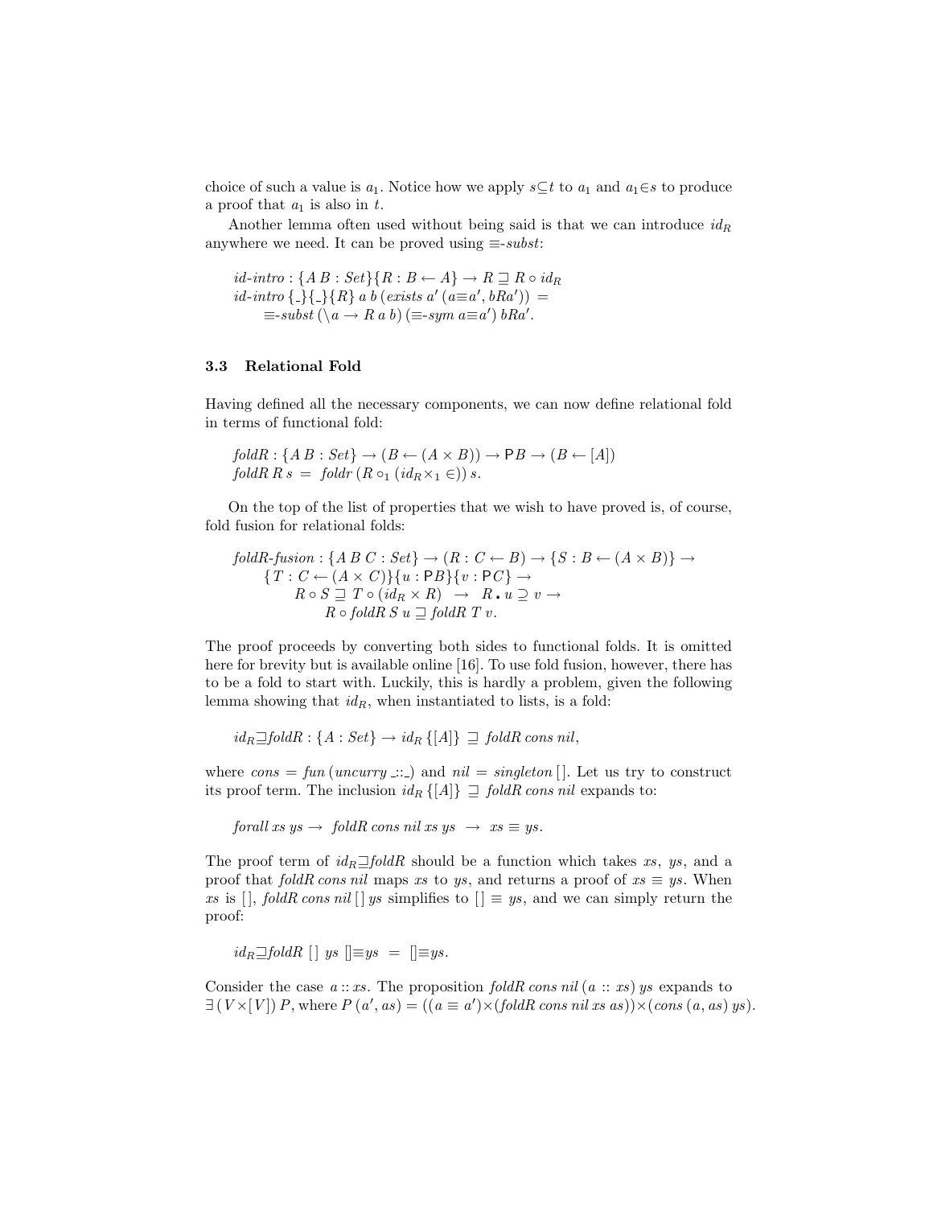choice of such a value is $a_1$. Notice how we apply $s{\subseteq}t$ to $a_1$ and $a_1{\in}s$ to produce a proof that $a_1$ is also in $t$.

Another lemma often used without being said is that we can introduce $id_R$ anywhere we need. It can be proved using $\equiv$-*subst*:

$$
\begin{array}{l}
\mathit{id\text{-}intro} : \{A\ B : \mathit{Set}\}\{R : B \leftarrow A\} \rightarrow R \sqsupseteq R \circ id_R \\
\mathit{id\text{-}intro}\ \{\_\}\{\_\}\{R\}\ a\ b\ (\mathit{exists}\ a'\ (a{\equiv}a', bRa'))\ = \\
\quad\quad \equiv\text{-}\mathit{subst}\ (\backslash a \rightarrow R\ a\ b)\ (\equiv\text{-}\mathit{sym}\ a{\equiv}a')\ bRa'.
\end{array}
$$

### 3.3 Relational Fold

Having defined all the necessary components, we can now define relational fold in terms of functional fold:

$$
\begin{array}{l}
\mathit{foldR} : \{A\ B : \mathit{Set}\} \rightarrow (B \leftarrow (A \times B)) \rightarrow \mathsf{P}B \rightarrow (B \leftarrow [A]) \\
\mathit{foldR}\ R\ s\ =\ \mathit{foldr}\ (R \circ_1 (id_R {\times_1} \in))\ s.
\end{array}
$$

On the top of the list of properties that we wish to have proved is, of course, fold fusion for relational folds:

$$
\begin{array}{l}
\mathit{foldR\text{-}fusion} : \{A\ B\ C : \mathit{Set}\} \rightarrow (R : C \leftarrow B) \rightarrow \{S : B \leftarrow (A \times B)\} \rightarrow \\
\quad\quad \{T : C \leftarrow (A \times C)\}\{u : \mathsf{P}B\}\{v : \mathsf{P}C\} \rightarrow \\
\quad\quad\quad R \circ S \sqsupseteq T \circ (id_R \times R) \ \ \rightarrow\ \ R \centerdot u \supseteq v \rightarrow \\
\quad\quad\quad\quad R \circ \mathit{foldR}\ S\ u \sqsupseteq \mathit{foldR}\ T\ v.
\end{array}
$$

The proof proceeds by converting both sides to functional folds. It is omitted here for brevity but is available online [16]. To use fold fusion, however, there has to be a fold to start with. Luckily, this is hardly a problem, given the following lemma showing that $id_R$, when instantiated to lists, is a fold:

$$
id_R{\sqsupseteq}\mathit{foldR} : \{A : \mathit{Set}\} \rightarrow id_R\ \{[A]\}\ \sqsupseteq\ \mathit{foldR}\ \mathit{cons}\ \mathit{nil},
$$

where $\mathit{cons} = \mathit{fun}\,(\mathit{uncurry}\ \_{::}\_)$ and $\mathit{nil} = \mathit{singleton}\,[\,]$. Let us try to construct its proof term. The inclusion $id_R\ \{[A]\}\ \sqsupseteq\ \mathit{foldR}\ \mathit{cons}\ \mathit{nil}$ expands to:

$$
\mathit{forall}\ xs\ ys \rightarrow\ \ \mathit{foldR}\ \mathit{cons}\ \mathit{nil}\ xs\ ys\ \ \rightarrow\ \ xs \equiv ys.
$$

The proof term of $id_R{\sqsupseteq}\mathit{foldR}$ should be a function which takes $xs$, $ys$, and a proof that $\mathit{foldR}\ \mathit{cons}\ \mathit{nil}$ maps $xs$ to $ys$, and returns a proof of $xs \equiv ys$. When $xs$ is $[\,]$, $\mathit{foldR}\ \mathit{cons}\ \mathit{nil}\,[\,]\ ys$ simplifies to $[\,] \equiv ys$, and we can simply return the proof:

$$
id_R{\sqsupseteq}\mathit{foldR}\ [\,]\ ys\ [\,]{\equiv}ys\ \ =\ \ [\,]{\equiv}ys.
$$

Consider the case $a :: xs$. The proposition $\mathit{foldR}\ \mathit{cons}\ \mathit{nil}\,(a\ ::\ xs)\ ys$ expands to $\exists\,(V{\times}[V])\,P$, where $P\,(a', as) = ((a \equiv a'){\times}(\mathit{foldR}\ \mathit{cons}\ \mathit{nil}\ xs\ as)){\times}(\mathit{cons}\,(a, as)\ ys)$.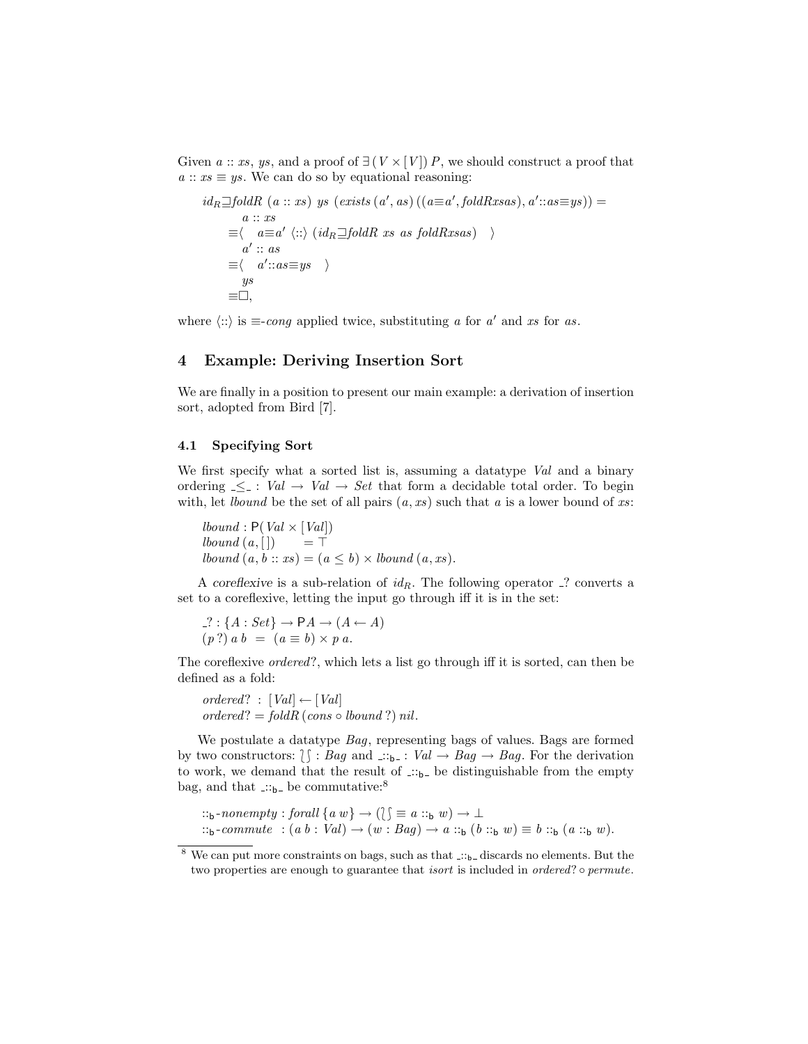Given $a :: xs$, $ys$, and a proof of $\exists\,(V \times [V])\,P$, we should construct a proof that $a :: xs \equiv ys$. We can do so by equational reasoning:

$$
\begin{array}{l}
id_R \sqsupseteq foldR\ (a :: xs)\ ys\ (exists\,(a', as)\,((a{\equiv}a', foldRxsas), a'{::}as{\equiv}ys)) = \\
\quad\ \ a :: xs \\
\quad \equiv\langle\quad a{\equiv}a'\ \langle{::}\rangle\ (id_R \sqsupseteq foldR\ xs\ as\ foldRxsas) \quad\rangle \\
\quad\ \ a' :: as \\
\quad \equiv\langle\quad a'{::}as{\equiv}ys \quad\rangle \\
\quad\ \ ys \\
\quad \equiv\Box,
\end{array}
$$

where $\langle{::}\rangle$ is $\equiv$-*cong* applied twice, substituting $a$ for $a'$ and $xs$ for $as$.

## 4 Example: Deriving Insertion Sort

We are finally in a position to present our main example: a derivation of insertion sort, adopted from Bird [7].

### 4.1 Specifying Sort

We first specify what a sorted list is, assuming a datatype *Val* and a binary ordering $\_\leq\_ : Val \rightarrow Val \rightarrow Set$ that form a decidable total order. To begin with, let *lbound* be the set of all pairs $(a, xs)$ such that $a$ is a lower bound of $xs$:

$$
\begin{array}{l}
lbound : \mathsf{P}(Val \times [Val]) \\
lbound\,(a, [\,]) \qquad = \top \\
lbound\,(a, b :: xs) = (a \leq b) \times lbound\,(a, xs).
\end{array}
$$

A *coreflexive* is a sub-relation of $id_R$. The following operator $\_?$ converts a set to a coreflexive, letting the input go through iff it is in the set:

$$
\begin{array}{l}
\_? : \{A : Set\} \rightarrow \mathsf{P}A \rightarrow (A \leftarrow A) \\
(p\,?)\ a\ b \ = \ (a \equiv b) \times p\ a.
\end{array}
$$

The coreflexive *ordered*?, which lets a list go through iff it is sorted, can then be defined as a fold:

$$
\begin{array}{l}
ordered? \ : \ [Val] \leftarrow [Val] \\
ordered? = foldR\,(cons \circ lbound\,?)\ nil.
\end{array}
$$

We postulate a datatype *Bag*, representing bags of values. Bags are formed by two constructors: $\lbag\rbag : Bag$ and $\_{::_\mathsf{b}}\_ : Val \rightarrow Bag \rightarrow Bag$. For the derivation to work, we demand that the result of $\_{::_\mathsf{b}}\_$ be distinguishable from the empty bag, and that $\_{::_\mathsf{b}}\_$ be commutative:[8]

$$
\begin{array}{l}
{::_\mathsf{b}}\text{-}nonempty : forall\,\{a\ w\} \rightarrow (\lbag\rbag \equiv a ::_\mathsf{b} w) \rightarrow \bot \\
{::_\mathsf{b}}\text{-}commute \ \ : (a\ b : Val) \rightarrow (w : Bag) \rightarrow a ::_\mathsf{b} (b ::_\mathsf{b} w) \equiv b ::_\mathsf{b} (a ::_\mathsf{b} w).
\end{array}
$$

[8] We can put more constraints on bags, such as that $\_{::_\mathsf{b}}\_$ discards no elements. But the two properties are enough to guarantee that *isort* is included in *ordered*? $\circ$ *permute*.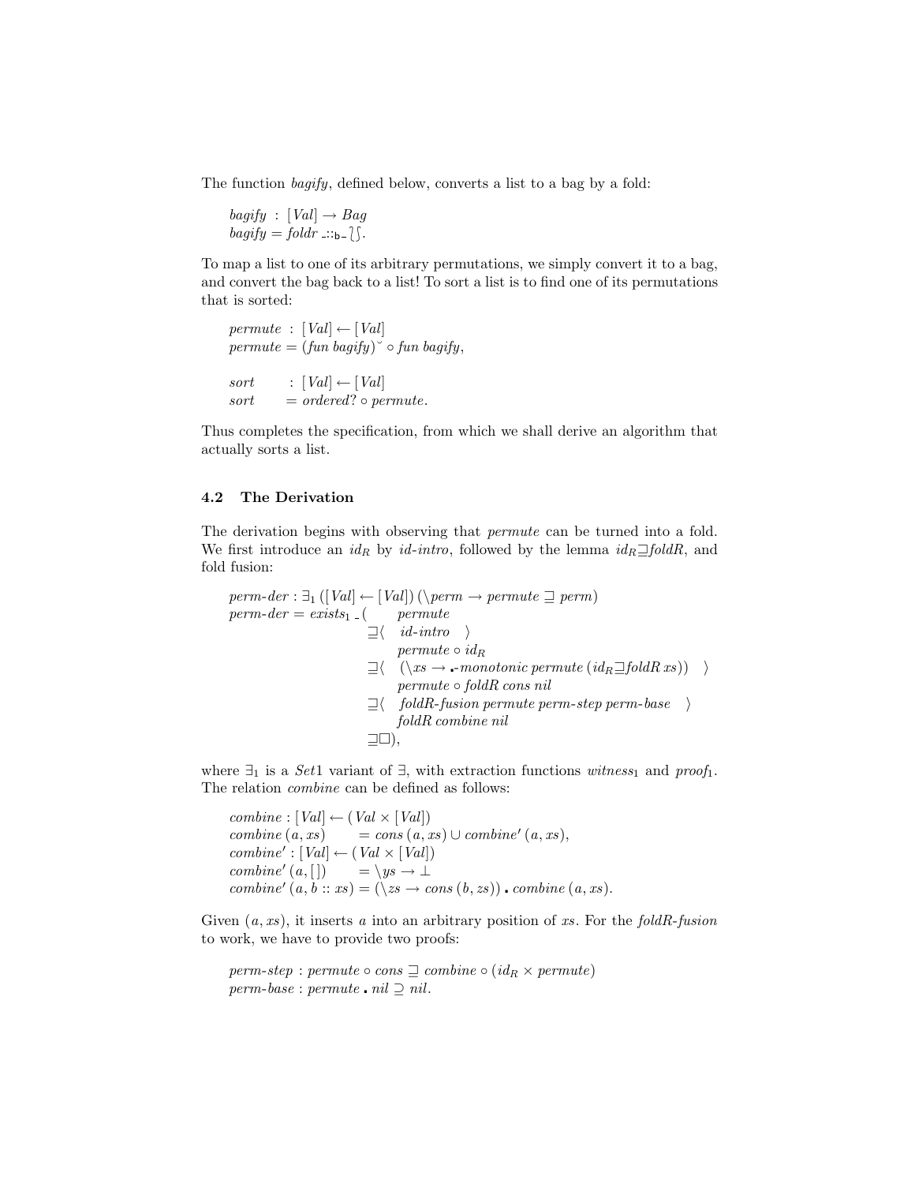The function *bagify*, defined below, converts a list to a bag by a fold:

$$
\begin{aligned}
&\mathit{bagify} \;:\; [\mathit{Val}] \to \mathit{Bag} \\
&\mathit{bagify} = \mathit{foldr}\ \_{::_\mathtt{b}}\_\ \wr\!\int.
\end{aligned}
$$

To map a list to one of its arbitrary permutations, we simply convert it to a bag, and convert the bag back to a list! To sort a list is to find one of its permutations that is sorted:

$$
\begin{aligned}
&\mathit{permute} \;:\; [\mathit{Val}] \leftarrow [\mathit{Val}] \\
&\mathit{permute} = (\mathit{fun}\ \mathit{bagify})^{\smile} \circ \mathit{fun}\ \mathit{bagify}, \\
\\
&\mathit{sort} \quad\;\; : [\mathit{Val}] \leftarrow [\mathit{Val}] \\
&\mathit{sort} \quad\;\; = \mathit{ordered?} \circ \mathit{permute}.
\end{aligned}
$$

Thus completes the specification, from which we shall derive an algorithm that actually sorts a list.

### 4.2 The Derivation

The derivation begins with observing that *permute* can be turned into a fold. We first introduce an $id_R$ by *id-intro*, followed by the lemma $id_R \sqsupseteq foldR$, and fold fusion:

$$
\begin{aligned}
&\mathit{perm\text{-}der} : \exists_1\,([\mathit{Val}] \leftarrow [\mathit{Val}])\,(\backslash \mathit{perm} \to \mathit{permute} \sqsupseteq \mathit{perm}) \\
&\mathit{perm\text{-}der} = \mathit{exists}_1\ \_\,(\quad \mathit{permute} \\
&\qquad\qquad\qquad\qquad\; \sqsupseteq\langle\quad \mathit{id\text{-}intro} \quad\rangle \\
&\qquad\qquad\qquad\qquad\quad\;\; \mathit{permute} \circ id_R \\
&\qquad\qquad\qquad\qquad\; \sqsupseteq\langle\quad (\backslash xs \to \_{\bullet}\_\text{-}\mathit{monotonic}\ \mathit{permute}\ (id_R \sqsupseteq \mathit{foldR}\ xs)) \quad\rangle \\
&\qquad\qquad\qquad\qquad\quad\;\; \mathit{permute} \circ \mathit{foldR}\ \mathit{cons}\ \mathit{nil} \\
&\qquad\qquad\qquad\qquad\; \sqsupseteq\langle\quad \mathit{foldR\text{-}fusion}\ \mathit{permute}\ \mathit{perm\text{-}step}\ \mathit{perm\text{-}base} \quad\rangle \\
&\qquad\qquad\qquad\qquad\quad\;\; \mathit{foldR}\ \mathit{combine}\ \mathit{nil} \\
&\qquad\qquad\qquad\qquad\; \sqsupseteq\Box),
\end{aligned}
$$

where $\exists_1$ is a *Set*1 variant of $\exists$, with extraction functions $\mathit{witness}_1$ and $\mathit{proof}_1$. The relation *combine* can be defined as follows:

$$
\begin{aligned}
&\mathit{combine} : [\mathit{Val}] \leftarrow (\mathit{Val} \times [\mathit{Val}]) \\
&\mathit{combine}\ (a, xs) \qquad = \mathit{cons}\ (a, xs) \cup \mathit{combine}'\ (a, xs), \\
&\mathit{combine}' : [\mathit{Val}] \leftarrow (\mathit{Val} \times [\mathit{Val}]) \\
&\mathit{combine}'\ (a, [\,]) \qquad = \backslash ys \to \bot \\
&\mathit{combine}'\ (a, b :: xs) = (\backslash zs \to \mathit{cons}\ (b, zs)) \bullet \mathit{combine}\ (a, xs).
\end{aligned}
$$

Given $(a, xs)$, it inserts $a$ into an arbitrary position of $xs$. For the *foldR-fusion* to work, we have to provide two proofs:

$$
\begin{aligned}
&\mathit{perm\text{-}step} : \mathit{permute} \circ \mathit{cons} \sqsupseteq \mathit{combine} \circ (id_R \times \mathit{permute}) \\
&\mathit{perm\text{-}base} : \mathit{permute} \bullet \mathit{nil} \supseteq \mathit{nil}.
\end{aligned}
$$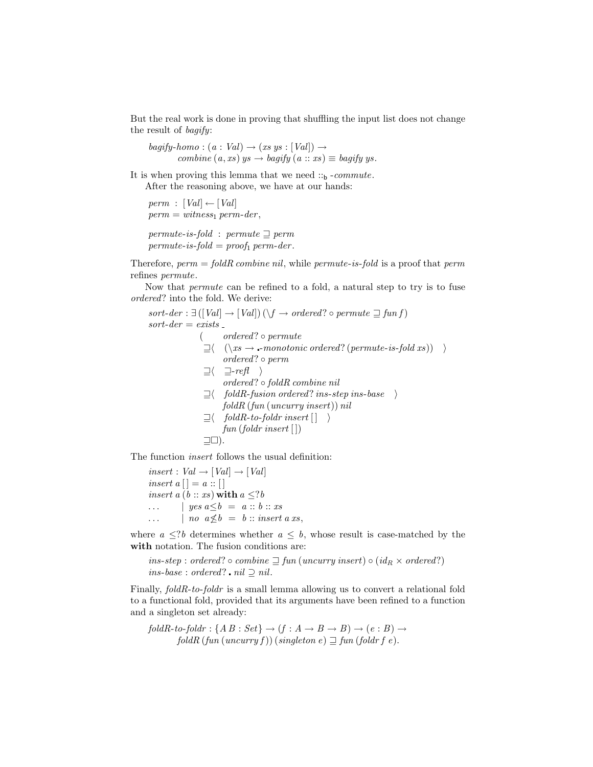But the real work is done in proving that shuffling the input list does not change the result of *bagify*:

$$\begin{aligned}
&\mathit{bagify\text{-}homo} : (a : \mathit{Val}) \rightarrow (\mathit{xs}\ \mathit{ys} : [\mathit{Val}]) \rightarrow \\
&\qquad \mathit{combine}\ (a, \mathit{xs})\ \mathit{ys} \rightarrow \mathit{bagify}\ (a :: \mathit{xs}) \equiv \mathit{bagify}\ \mathit{ys}.
\end{aligned}$$

It is when proving this lemma that we need $::_{\mathsf{b}}$ *-commute*.

After the reasoning above, we have at our hands:

$$\begin{aligned}
&\mathit{perm}\ :\ [\mathit{Val}] \leftarrow [\mathit{Val}] \\
&\mathit{perm} = \mathit{witness}_1\ \mathit{perm\text{-}der}, \\[1em]
&\mathit{permute\text{-}is\text{-}fold}\ :\ \mathit{permute} \sqsupseteq \mathit{perm} \\
&\mathit{permute\text{-}is\text{-}fold} = \mathit{proof}_1\ \mathit{perm\text{-}der}.
\end{aligned}$$

Therefore, *perm* = *foldR combine nil*, while *permute-is-fold* is a proof that *perm* refines *permute*.

Now that *permute* can be refined to a fold, a natural step to try is to fuse *ordered?* into the fold. We derive:

$$\begin{aligned}
&\mathit{sort\text{-}der} : \exists\,([\mathit{Val}] \rightarrow [\mathit{Val}])\,(\backslash f \rightarrow \mathit{ordered?} \circ \mathit{permute} \sqsupseteq \mathit{fun}\ f) \\
&\mathit{sort\text{-}der} = \mathit{exists}\ \_ \\
&\qquad (\quad \mathit{ordered?} \circ \mathit{permute} \\
&\qquad\ \sqsupseteq\langle\ \ (\backslash \mathit{xs} \rightarrow \centerdot\text{-}\mathit{monotonic}\ \mathit{ordered?}\ (\mathit{permute\text{-}is\text{-}fold}\ \mathit{xs}))\ \ \rangle \\
&\qquad\qquad \mathit{ordered?} \circ \mathit{perm} \\
&\qquad\ \sqsupseteq\langle\ \ \sqsupseteq\text{-}\mathit{refl}\ \ \rangle \\
&\qquad\qquad \mathit{ordered?} \circ \mathit{foldR}\ \mathit{combine}\ \mathit{nil} \\
&\qquad\ \sqsupseteq\langle\ \ \mathit{foldR\text{-}fusion}\ \mathit{ordered?}\ \mathit{ins\text{-}step}\ \mathit{ins\text{-}base}\ \ \rangle \\
&\qquad\qquad \mathit{foldR}\ (\mathit{fun}\ (\mathit{uncurry}\ \mathit{insert}))\ \mathit{nil} \\
&\qquad\ \sqsupseteq\langle\ \ \mathit{foldR\text{-}to\text{-}foldr}\ \mathit{insert}\ [\,]\ \ \rangle \\
&\qquad\qquad \mathit{fun}\ (\mathit{foldr}\ \mathit{insert}\ [\,]) \\
&\qquad\ \sqsupseteq\Box).
\end{aligned}$$

The function *insert* follows the usual definition:

$$\begin{aligned}
&\mathit{insert} : \mathit{Val} \rightarrow [\mathit{Val}] \rightarrow [\mathit{Val}] \\
&\mathit{insert}\ a\ [\,] = a :: [\,] \\
&\mathit{insert}\ a\ (b :: \mathit{xs})\ \mathbf{with}\ a \leq ?\, b \\
&\ldots \qquad \mid\ \mathit{yes}\ a{\leq}b\ \ =\ \ a :: b :: \mathit{xs} \\
&\ldots \qquad \mid\ \mathit{no}\ \ a{\nleq}b\ \ =\ \ b :: \mathit{insert}\ a\ \mathit{xs},
\end{aligned}$$

where $a \leq ?\, b$ determines whether $a \leq b$, whose result is case-matched by the **with** notation. The fusion conditions are:

$$\begin{aligned}
&\mathit{ins\text{-}step} : \mathit{ordered?} \circ \mathit{combine} \sqsupseteq \mathit{fun}\ (\mathit{uncurry}\ \mathit{insert}) \circ (\mathit{id}_R \times \mathit{ordered?}) \\
&\mathit{ins\text{-}base} : \mathit{ordered?} \centerdot \mathit{nil} \supseteq \mathit{nil}.
\end{aligned}$$

Finally, *foldR-to-foldr* is a small lemma allowing us to convert a relational fold to a functional fold, provided that its arguments have been refined to a function and a singleton set already:

$$\begin{aligned}
&\mathit{foldR\text{-}to\text{-}foldr} : \{A\ B : \mathit{Set}\} \rightarrow (f : A \rightarrow B \rightarrow B) \rightarrow (e : B) \rightarrow \\
&\qquad \mathit{foldR}\ (\mathit{fun}\ (\mathit{uncurry}\ f))\ (\mathit{singleton}\ e) \sqsupseteq \mathit{fun}\ (\mathit{foldr}\ f\ e).
\end{aligned}$$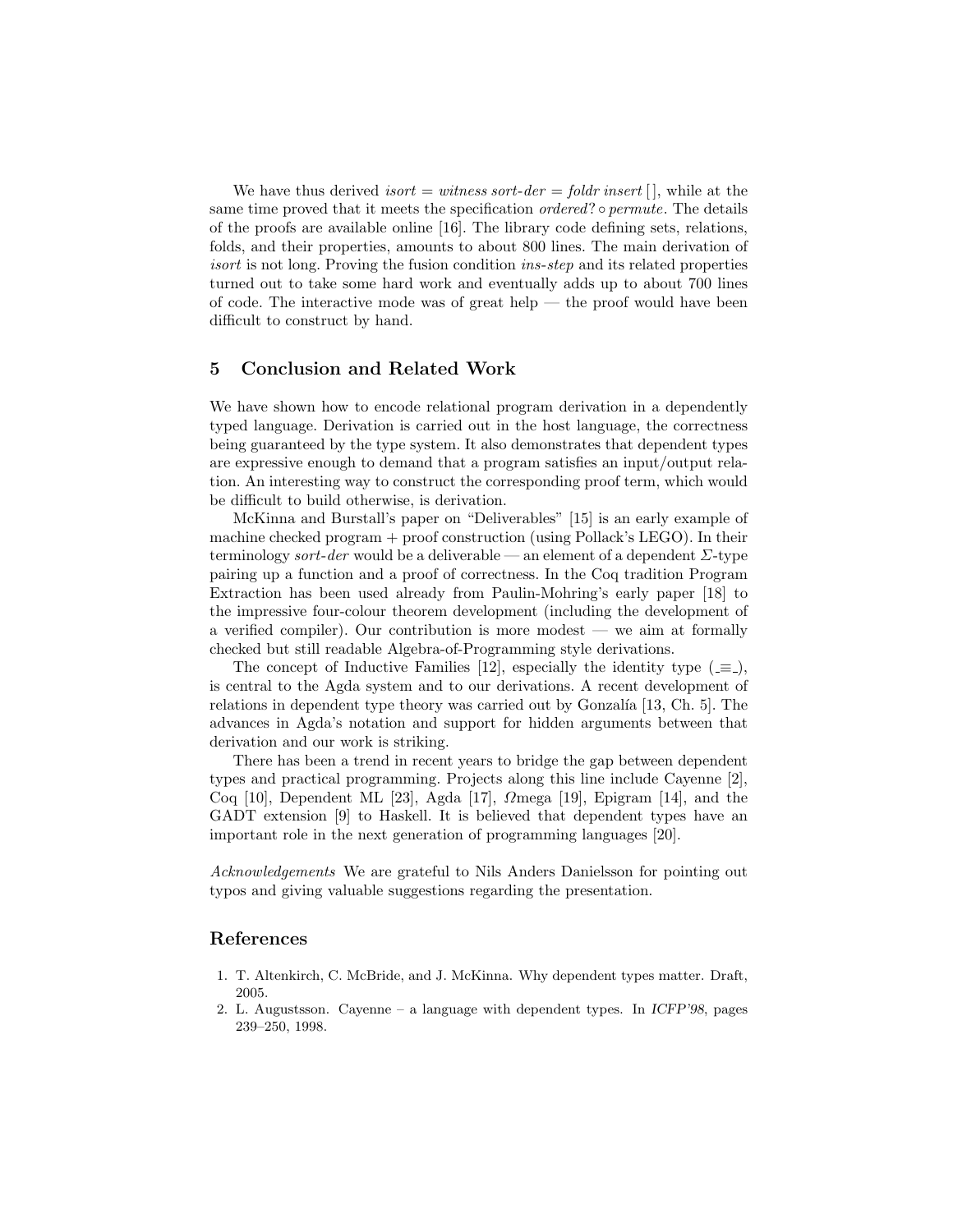We have thus derived *isort* = *witness sort-der* = *foldr insert* [ ], while at the same time proved that it meets the specification *ordered?* ∘ *permute*. The details of the proofs are available online [16]. The library code defining sets, relations, folds, and their properties, amounts to about 800 lines. The main derivation of *isort* is not long. Proving the fusion condition *ins-step* and its related properties turned out to take some hard work and eventually adds up to about 700 lines of code. The interactive mode was of great help — the proof would have been difficult to construct by hand.

## 5 Conclusion and Related Work

We have shown how to encode relational program derivation in a dependently typed language. Derivation is carried out in the host language, the correctness being guaranteed by the type system. It also demonstrates that dependent types are expressive enough to demand that a program satisfies an input/output relation. An interesting way to construct the corresponding proof term, which would be difficult to build otherwise, is derivation.

McKinna and Burstall's paper on "Deliverables" [15] is an early example of machine checked program + proof construction (using Pollack's LEGO). In their terminology *sort-der* would be a deliverable — an element of a dependent $\Sigma$-type pairing up a function and a proof of correctness. In the Coq tradition Program Extraction has been used already from Paulin-Mohring's early paper [18] to the impressive four-colour theorem development (including the development of a verified compiler). Our contribution is more modest — we aim at formally checked but still readable Algebra-of-Programming style derivations.

The concept of Inductive Families [12], especially the identity type (_≡_), is central to the Agda system and to our derivations. A recent development of relations in dependent type theory was carried out by Gonzalía [13, Ch. 5]. The advances in Agda's notation and support for hidden arguments between that derivation and our work is striking.

There has been a trend in recent years to bridge the gap between dependent types and practical programming. Projects along this line include Cayenne [2], Coq [10], Dependent ML [23], Agda [17], $\Omega$mega [19], Epigram [14], and the GADT extension [9] to Haskell. It is believed that dependent types have an important role in the next generation of programming languages [20].

*Acknowledgements* We are grateful to Nils Anders Danielsson for pointing out typos and giving valuable suggestions regarding the presentation.

## References

1. T. Altenkirch, C. McBride, and J. McKinna. Why dependent types matter. Draft, 2005.
2. L. Augustsson. Cayenne – a language with dependent types. In *ICFP'98*, pages 239–250, 1998.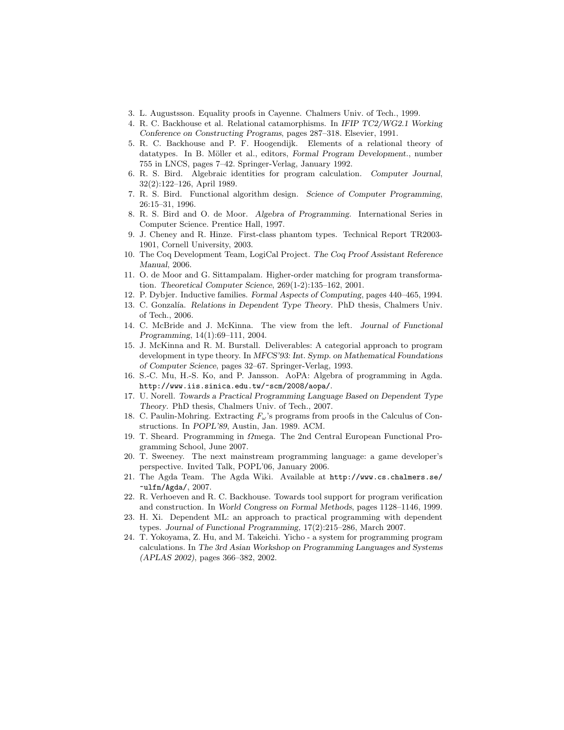3. L. Augustsson. Equality proofs in Cayenne. Chalmers Univ. of Tech., 1999.
4. R. C. Backhouse et al. Relational catamorphisms. In *IFIP TC2/WG2.1 Working Conference on Constructing Programs*, pages 287–318. Elsevier, 1991.
5. R. C. Backhouse and P. F. Hoogendijk. Elements of a relational theory of datatypes. In B. Möller et al., editors, *Formal Program Development.*, number 755 in LNCS, pages 7–42. Springer-Verlag, January 1992.
6. R. S. Bird. Algebraic identities for program calculation. *Computer Journal*, 32(2):122–126, April 1989.
7. R. S. Bird. Functional algorithm design. *Science of Computer Programming*, 26:15–31, 1996.
8. R. S. Bird and O. de Moor. *Algebra of Programming*. International Series in Computer Science. Prentice Hall, 1997.
9. J. Cheney and R. Hinze. First-class phantom types. Technical Report TR2003-1901, Cornell University, 2003.
10. The Coq Development Team, LogiCal Project. *The Coq Proof Assistant Reference Manual*, 2006.
11. O. de Moor and G. Sittampalam. Higher-order matching for program transformation. *Theoretical Computer Science*, 269(1-2):135–162, 2001.
12. P. Dybjer. Inductive families. *Formal Aspects of Computing*, pages 440–465, 1994.
13. C. Gonzalía. *Relations in Dependent Type Theory*. PhD thesis, Chalmers Univ. of Tech., 2006.
14. C. McBride and J. McKinna. The view from the left. *Journal of Functional Programming*, 14(1):69–111, 2004.
15. J. McKinna and R. M. Burstall. Deliverables: A categorial approach to program development in type theory. In *MFCS'93: Int. Symp. on Mathematical Foundations of Computer Science*, pages 32–67. Springer-Verlag, 1993.
16. S.-C. Mu, H.-S. Ko, and P. Jansson. AoPA: Algebra of programming in Agda. `http://www.iis.sinica.edu.tw/~scm/2008/aopa/`.
17. U. Norell. *Towards a Practical Programming Language Based on Dependent Type Theory*. PhD thesis, Chalmers Univ. of Tech., 2007.
18. C. Paulin-Mohring. Extracting $F_\omega$'s programs from proofs in the Calculus of Constructions. In *POPL'89*, Austin, Jan. 1989. ACM.
19. T. Sheard. Programming in $\Omega$mega. The 2nd Central European Functional Programming School, June 2007.
20. T. Sweeney. The next mainstream programming language: a game developer's perspective. Invited Talk, POPL'06, January 2006.
21. The Agda Team. The Agda Wiki. Available at `http://www.cs.chalmers.se/~ulfn/Agda/`, 2007.
22. R. Verhoeven and R. C. Backhouse. Towards tool support for program verification and construction. In *World Congress on Formal Methods*, pages 1128–1146, 1999.
23. H. Xi. Dependent ML: an approach to practical programming with dependent types. *Journal of Functional Programming*, 17(2):215–286, March 2007.
24. T. Yokoyama, Z. Hu, and M. Takeichi. Yicho - a system for programming program calculations. In *The 3rd Asian Workshop on Programming Languages and Systems (APLAS 2002)*, pages 366–382, 2002.